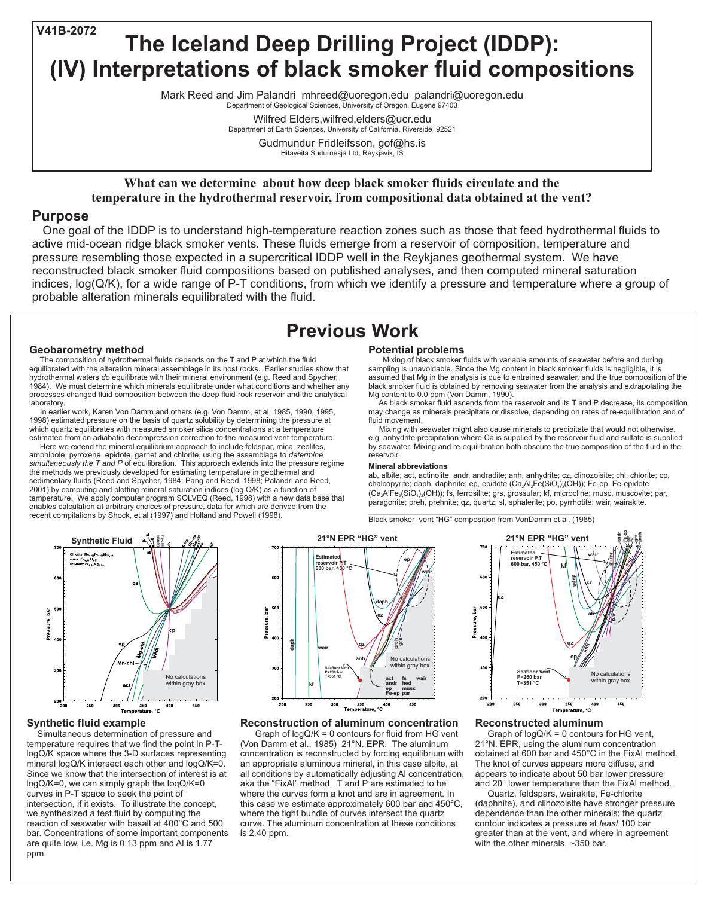V41B-2072

# The Iceland Deep Drilling Project (IDDP): (IV) Interpretations of black smoker fluid compositions

Mark Reed and Jim Palandri mhreed@uoregon.edu palandri@uoregon.edu
Department of Geological Sciences, University of Oregon, Eugene 97403

Wilfred Elders,wilfred.elders@ucr.edu
Department of Earth Sciences, University of California, Riverside 92521

Gudmundur Fridleifsson, gof@hs.is
Hitaveita Sudurnesja Ltd, Reykjavik, IS

**What can we determine about how deep black smoker fluids circulate and the temperature in the hydrothermal reservoir, from compositional data obtained at the vent?**

## Purpose

One goal of the IDDP is to understand high-temperature reaction zones such as those that feed hydrothermal fluids to active mid-ocean ridge black smoker vents. These fluids emerge from a reservoir of composition, temperature and pressure resembling those expected in a supercritical IDDP well in the Reykjanes geothermal system. We have reconstructed black smoker fluid compositions based on published analyses, and then computed mineral saturation indices, log(Q/K), for a wide range of P-T conditions, from which we identify a pressure and temperature where a group of probable alteration minerals equilibrated with the fluid.

## Previous Work

### Geobarometry method

The composition of hydrothermal fluids depends on the T and P at which the fluid equilibrated with the alteration mineral assemblage in its host rocks. Earlier studies show that hydrothermal waters *do* equilibrate with their mineral environment (e.g. Reed and Spycher, 1984). We must determine which minerals equilibrate under what conditions and whether any processes changed fluid composition between the deep fluid-rock reservoir and the analytical laboratory.

In earlier work, Karen Von Damm and others (e.g. Von Damm, et al, 1985, 1990, 1995, 1998) estimated pressure on the basis of quartz solubility by determining the pressure at which quartz equilibrates with measured smoker silica concentrations at a temperature estimated from an adiabatic decompression correction to the measured vent temperature.

Here we extend the mineral equilibrium approach to include feldspar, mica, zeolites, amphibole, pyroxene, epidote, garnet and chlorite, using the assemblage to *determine simultaneously the T and P* of equilibration. This approach extends into the pressure regime the methods we previously developed for estimating temperature in geothermal and sedimentary fluids (Reed and Spycher, 1984; Pang and Reed, 1998; Palandri and Reed, 2001) by computing and plotting mineral saturation indices (log Q/K) as a function of temperature. We apply computer program SOLVEQ (Reed, 1998) with a new data base that enables calculation at arbitrary choices of pressure, data for which are derived from the recent compilations by Shock, et al (1997) and Holland and Powell (1998).

### Potential problems

Mixing of black smoker fluids with variable amounts of seawater before and during sampling is unavoidable. Since the Mg content in black smoker fluids is negligible, it is assumed that Mg in the analysis is due to entrained seawater, and the true composition of the black smoker fluid is obtained by removing seawater from the analysis and extrapolating the Mg content to 0.0 ppm (Von Damm, 1990).

As black smoker fluid ascends from the reservoir and its T and P decrease, its composition may change as minerals precipitate or dissolve, depending on rates of re-equilibration and of fluid movement.

Mixing with seawater might also cause minerals to precipitate that would not otherwise. e.g. anhydrite precipitation where Ca is supplied by the reservoir fluid and sulfate is supplied by seawater. Mixing and re-equilibration both obscure the true composition of the fluid in the reservoir.

#### Mineral abbreviations

ab, albite; act, actinolite; andr, andradite; anh, anhydrite; cz, clinozoisite; chl, chlorite; cp, chalcopyrite; daph, daphnite; ep, epidote ($Ca_2Al_2Fe(SiO_4)_3(OH)$); Fe-ep, Fe-epidote ($Ca_2AlFe_2(SiO_4)_3(OH)$); fs, ferrosilite; grs, grossular; kf, microcline; musc, muscovite; par, paragonite; preh, prehnite; qz, quartz; sl, sphalerite; po, pyrrhotite; wair, wairakite.

Black smoker vent "HG" composition from VonDamm et al. (1985)

### Synthetic fluid example

Simultaneous determination of pressure and temperature requires that we find the point in P-T-logQ/K space where the 3-D surfaces representing mineral logQ/K intersect each other and logQ/K=0. Since we know that the intersection of interest is at logQ/K=0, we can simply graph the loqQ/K=0 curves in P-T space to seek the point of intersection, if it exists. To illustrate the concept, we synthesized a test fluid by computing the reaction of seawater with basalt at 400°C and 500 bar. Concentrations of some important components are quite low, i.e. Mg is 0.13 ppm and Al is 1.77 ppm.

### Reconstruction of aluminum concentration

Graph of logQ/K = 0 contours for fluid from HG vent (Von Damm et al., 1985) 21°N. EPR. The aluminum concentration is reconstructed by forcing equilibrium with an appropriate aluminous mineral, in this case albite, at all conditions by automatically adjusting Al concentration, aka the "FixAl" method. T and P are estimated to be where the curves form a knot and are in agreement. In this case we estimate approximately 600 bar and 450°C, where the tight bundle of curves intersect the quartz curve. The aluminum concentration at these conditions is 2.40 ppm.

### Reconstructed aluminum

Graph of logQ/K = 0 contours for HG vent, 21°N. EPR, using the aluminum concentration obtained at 600 bar and 450°C in the FixAl method. The knot of curves appears more diffuse, and appears to indicate about 50 bar lower pressure and 20° lower temperature than the FixAl method.

Quartz, feldspars, wairakite, Fe-chlorite (daphnite), and clinozoisite have stronger pressure dependence than the other minerals; the quartz contour indicates a pressure at *least* 100 bar greater than at the vent, and where in agreement with the other minerals, ~350 bar.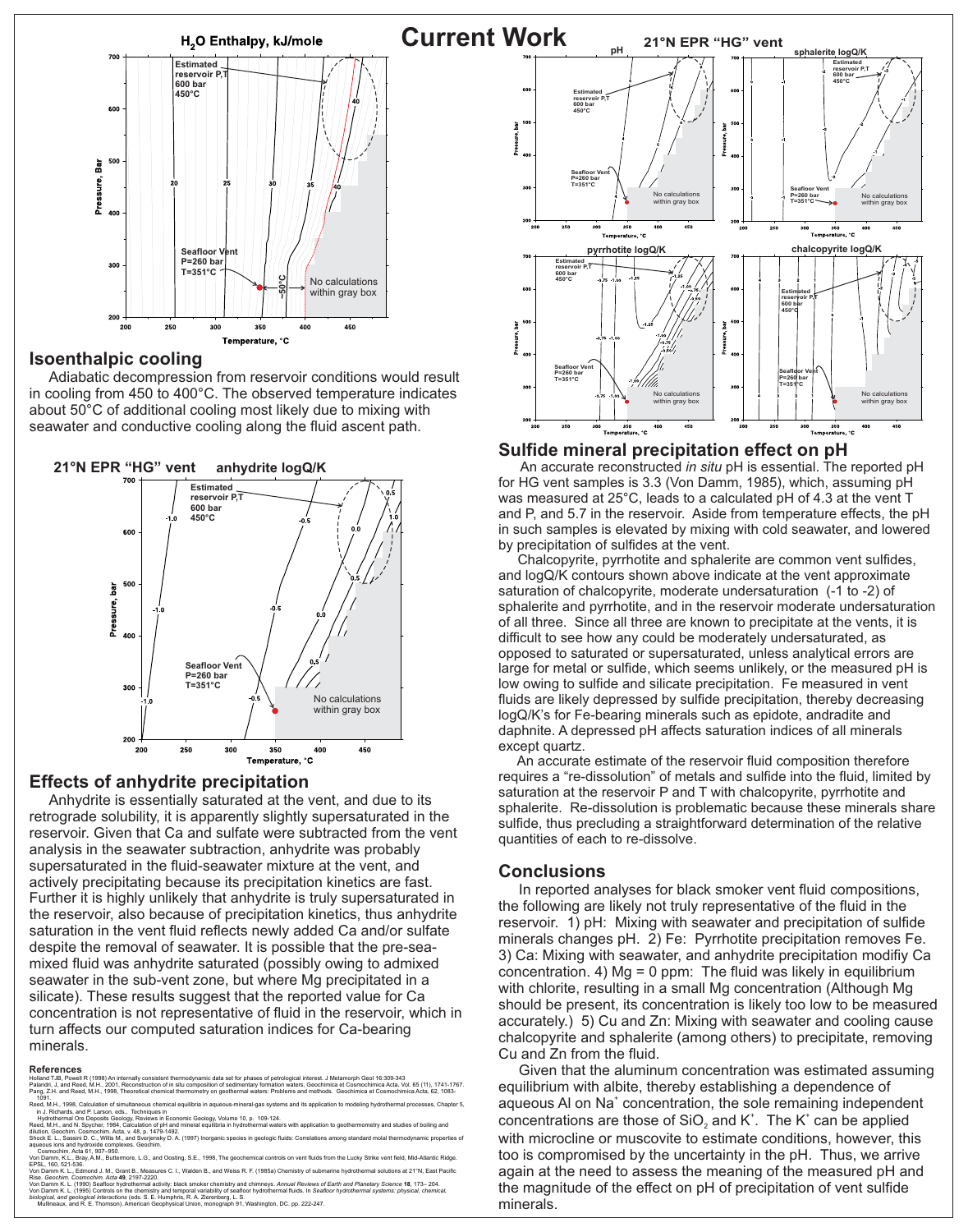# Current Work

$H_2O$ Enthalpy, kJ/mole

Estimated reservoir P,T
600 bar
450°C

Seafloor Vent
P=260 bar
T=351°C

No calculations within gray box

Pressure, Bar

Temperature, °C

~50°C

## Isoenthalpic cooling

Adiabatic decompression from reservoir conditions would result in cooling from 450 to 400°C. The observed temperature indicates about 50°C of additional cooling most likely due to mixing with seawater and conductive cooling along the fluid ascent path.

21°N EPR "HG" vent anhydrite logQ/K

Estimated reservoir P,T
600 bar
450°C

Seafloor Vent
P=260 bar
T=351°C

No calculations within gray box

Pressure, bar

Temperature, °C

## Effects of anhydrite precipitation

Anhydrite is essentially saturated at the vent, and due to its retrograde solubility, it is apparently slightly supersaturated in the reservoir. Given that Ca and sulfate were subtracted from the vent analysis in the seawater subtraction, anhydrite was probably supersaturated in the fluid-seawater mixture at the vent, and actively precipitating because its precipitation kinetics are fast. Further it is highly unlikely that anhydrite is truly supersaturated in the reservoir, also because of precipitation kinetics, thus anhydrite saturation in the vent fluid reflects newly added Ca and/or sulfate despite the removal of seawater. It is possible that the pre-sea-mixed fluid was anhydrite saturated (possibly owing to admixed seawater in the sub-vent zone, but where Mg precipitated in a silicate). These results suggest that the reported value for Ca concentration is not representative of fluid in the reservoir, which in turn affects our computed saturation indices for Ca-bearing minerals.

**References**

Holland TJB, Powell R (1998) An internally consistent thermodynamic data set for phases of petrological interest. J Metamorph Geol 16:309-343
Palandri, J, and Reed, M.H., 2001, Reconstruction of in situ composition of sedimentary formation waters, Geochimica et Cosmochimica Acta, Vol. 65 (11), 1741-1767.
Pang, Z.H. and Reed, M.H., 1998, Theoretical chemical thermometry on geothermal waters: Problems and methods. Geochimica et Cosmochimica Acta, 62, 1083-1091.
Reed, M.H., 1998, Calculation of simultaneous chemical equilibria in aqueous-mineral-gas systems and its application to modeling hydrothermal processes, Chapter 5, in J. Richards, and P. Larson, eds., Techniques in Hydrothermal Ore Deposits Geology, Reviews in Economic Geology, Volume 10, p. 109-124.
Reed, M.H., and N. Spycher, 1984, Calculation of pH and mineral equilibria in hydrothermal waters with application to geothermometry and studies of boiling and dilution, Geochim. Cosmochim. Acta, v. 48, p. 1479-1492.
Shock E. L., Sassani D. C., Willis M., and Sverjensky D. A. (1997) Inorganic species in geologic fluids: Correlations among standard molal thermodynamic properties of aqueous ions and hydroxide complexes. Geochim. Cosmochim. Acta 61, 907–950.
Von Damm, K.L., Bray, A.M., Buttermore, L.G., and Oosting, S.E., 1998, The geochemical controls on vent fluids from the Lucky Strike vent field, Mid-Atlantic Ridge. EPSL, 160, 521-536.
Von Damm K. L., Edmond J. M., Grant B., Measures C. I., Walden B., and Weiss R. F. (1985a) Chemistry of submarine hydrothermal solutions at 21°N, East Pacific Rise. *Geochim. Cosmochim. Acta* **49**, 2197-2220.
Von Damm K. L. (1990) Seafloor hydrothermal activity: black smoker chemistry and chimneys. *Annual Reviews of Earth and Planetary Science* **18**, 173–204.
Von Damm K. L. (1995) Controls on the chemistry and temporal variability of seafloor hydrothermal fluids. In *Seafloor hydrothermal systems: physical, chemical, biological, and geological interactions* (eds. S. E. Humphris, R. A. Zierenberg, L. S. Mullineaux, and R. E. Thomson). American Geophysical Union, monograph 91, Washington, DC. pp. 222-247.

21°N EPR "HG" vent

pH

sphalerite logQ/K

pyrrhotite logQ/K

chalcopyrite logQ/K

Estimated reservoir P,T
600 bar
450°C

Seafloor Vent
P=260 bar
T=351°C

No calculations within gray box

Pressure, bar

Temperature, °C

## Sulfide mineral precipitation effect on pH

An accurate reconstructed *in situ* pH is essential. The reported pH for HG vent samples is 3.3 (Von Damm, 1985), which, assuming pH was measured at 25°C, leads to a calculated pH of 4.3 at the vent T and P, and 5.7 in the reservoir. Aside from temperature effects, the pH in such samples is elevated by mixing with cold seawater, and lowered by precipitation of sulfides at the vent.

Chalcopyrite, pyrrhotite and sphalerite are common vent sulfides, and logQ/K contours shown above indicate at the vent approximate saturation of chalcopyrite, moderate undersaturation (-1 to -2) of sphalerite and pyrrhotite, and in the reservoir moderate undersaturation of all three. Since all three are known to precipitate at the vents, it is difficult to see how any could be moderately undersaturated, as opposed to saturated or supersaturated, unless analytical errors are large for metal or sulfide, which seems unlikely, or the measured pH is low owing to sulfide and silicate precipitation. Fe measured in vent fluids are likely depressed by sulfide precipitation, thereby decreasing logQ/K's for Fe-bearing minerals such as epidote, andradite and daphnite. A depressed pH affects saturation indices of all minerals except quartz.

An accurate estimate of the reservoir fluid composition therefore requires a "re-dissolution" of metals and sulfide into the fluid, limited by saturation at the reservoir P and T with chalcopyrite, pyrrhotite and sphalerite. Re-dissolution is problematic because these minerals share sulfide, thus precluding a straightforward determination of the relative quantities of each to re-dissolve.

## Conclusions

In reported analyses for black smoker vent fluid compositions, the following are likely not truly representative of the fluid in the reservoir. 1) pH: Mixing with seawater and precipitation of sulfide minerals changes pH. 2) Fe: Pyrrhotite precipitation removes Fe. 3) Ca: Mixing with seawater, and anhydrite precipitation modifiy Ca concentration. 4) Mg = 0 ppm: The fluid was likely in equilibrium with chlorite, resulting in a small Mg concentration (Although Mg should be present, its concentration is likely too low to be measured accurately.) 5) Cu and Zn: Mixing with seawater and cooling cause chalcopyrite and sphalerite (among others) to precipitate, removing Cu and Zn from the fluid.

Given that the aluminum concentration was estimated assuming equilibrium with albite, thereby establishing a dependence of aqueous Al on $Na^+$ concentration, the sole remaining independent concentrations are those of $SiO_2$ and $K^+$. The $K^+$ can be applied with microcline or muscovite to estimate conditions, however, this too is compromised by the uncertainty in the pH. Thus, we arrive again at the need to assess the meaning of the measured pH and the magnitude of the effect on pH of precipitation of vent sulfide minerals.